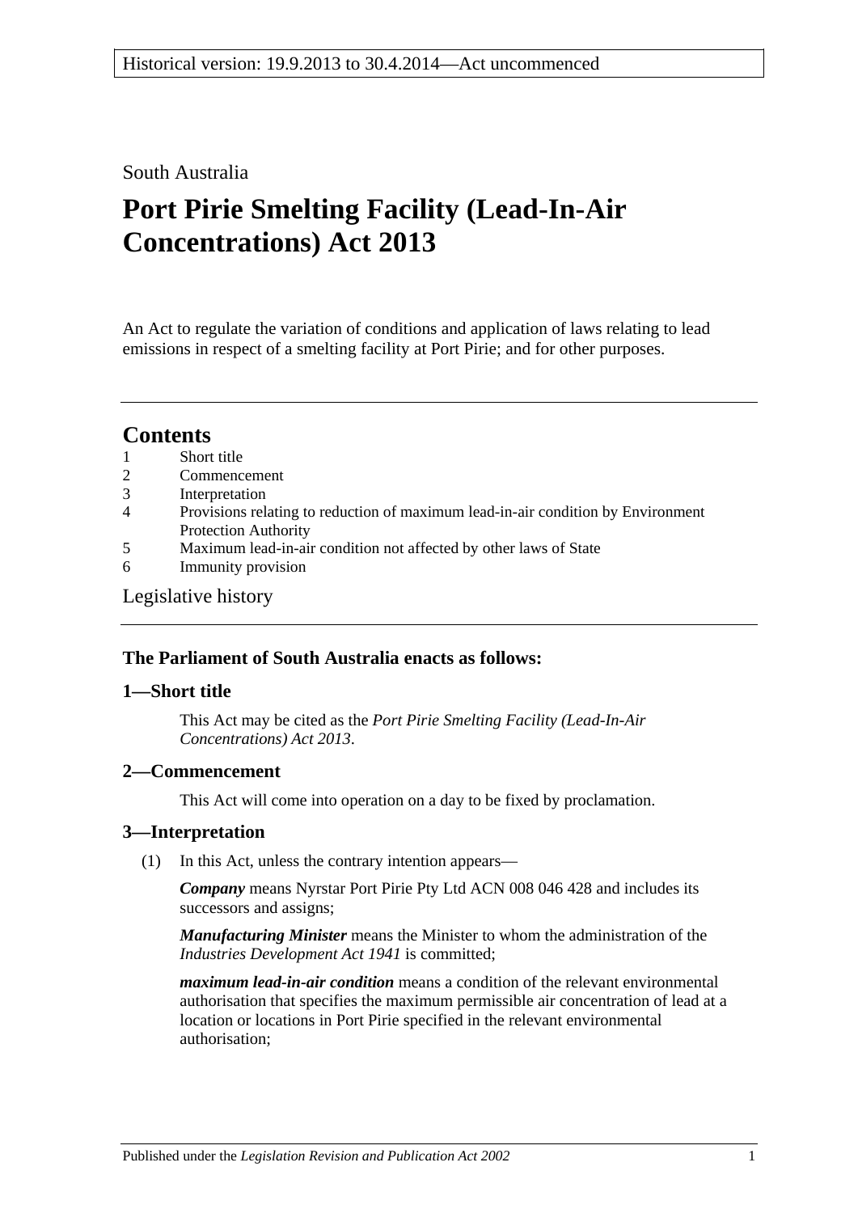South Australia

# Port Pirie Smelting Facility (Lead-In-Air Concentrations) Act 2013

An Act to regulate the variation of conditions and application of laws relating to lead emissions in respect of a smelting facility at Port Pirie; and for other purposes.

## Contents

1 Short title
2 Commencement
3 Interpretation
4 Provisions relating to reduction of maximum lead-in-air condition by Environment Protection Authority
5 Maximum lead-in-air condition not affected by other laws of State
6 Immunity provision

Legislative history

### The Parliament of South Australia enacts as follows:

### 1—Short title

This Act may be cited as the *Port Pirie Smelting Facility (Lead-In-Air Concentrations) Act 2013*.

### 2—Commencement

This Act will come into operation on a day to be fixed by proclamation.

### 3—Interpretation

(1) In this Act, unless the contrary intention appears—

***Company*** means Nyrstar Port Pirie Pty Ltd ACN 008 046 428 and includes its successors and assigns;

***Manufacturing Minister*** means the Minister to whom the administration of the *Industries Development Act 1941* is committed;

***maximum lead-in-air condition*** means a condition of the relevant environmental authorisation that specifies the maximum permissible air concentration of lead at a location or locations in Port Pirie specified in the relevant environmental authorisation;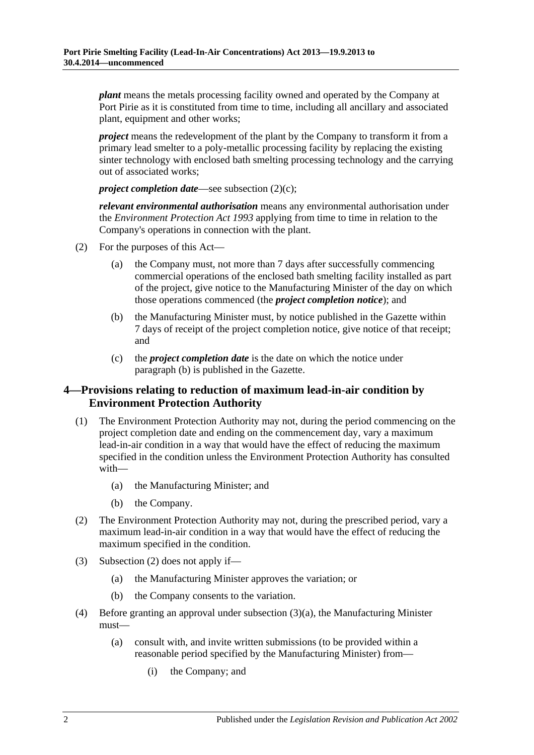***plant*** means the metals processing facility owned and operated by the Company at Port Pirie as it is constituted from time to time, including all ancillary and associated plant, equipment and other works;

***project*** means the redevelopment of the plant by the Company to transform it from a primary lead smelter to a poly-metallic processing facility by replacing the existing sinter technology with enclosed bath smelting processing technology and the carrying out of associated works;

***project completion date***—see subsection (2)(c);

***relevant environmental authorisation*** means any environmental authorisation under the *Environment Protection Act 1993* applying from time to time in relation to the Company's operations in connection with the plant.

(2) For the purposes of this Act—

(a) the Company must, not more than 7 days after successfully commencing commercial operations of the enclosed bath smelting facility installed as part of the project, give notice to the Manufacturing Minister of the day on which those operations commenced (the ***project completion notice***); and

(b) the Manufacturing Minister must, by notice published in the Gazette within 7 days of receipt of the project completion notice, give notice of that receipt; and

(c) the ***project completion date*** is the date on which the notice under paragraph (b) is published in the Gazette.

## 4—Provisions relating to reduction of maximum lead-in-air condition by Environment Protection Authority

(1) The Environment Protection Authority may not, during the period commencing on the project completion date and ending on the commencement day, vary a maximum lead-in-air condition in a way that would have the effect of reducing the maximum specified in the condition unless the Environment Protection Authority has consulted with—

(a) the Manufacturing Minister; and

(b) the Company.

(2) The Environment Protection Authority may not, during the prescribed period, vary a maximum lead-in-air condition in a way that would have the effect of reducing the maximum specified in the condition.

(3) Subsection (2) does not apply if—

(a) the Manufacturing Minister approves the variation; or

(b) the Company consents to the variation.

(4) Before granting an approval under subsection (3)(a), the Manufacturing Minister must—

(a) consult with, and invite written submissions (to be provided within a reasonable period specified by the Manufacturing Minister) from—

(i) the Company; and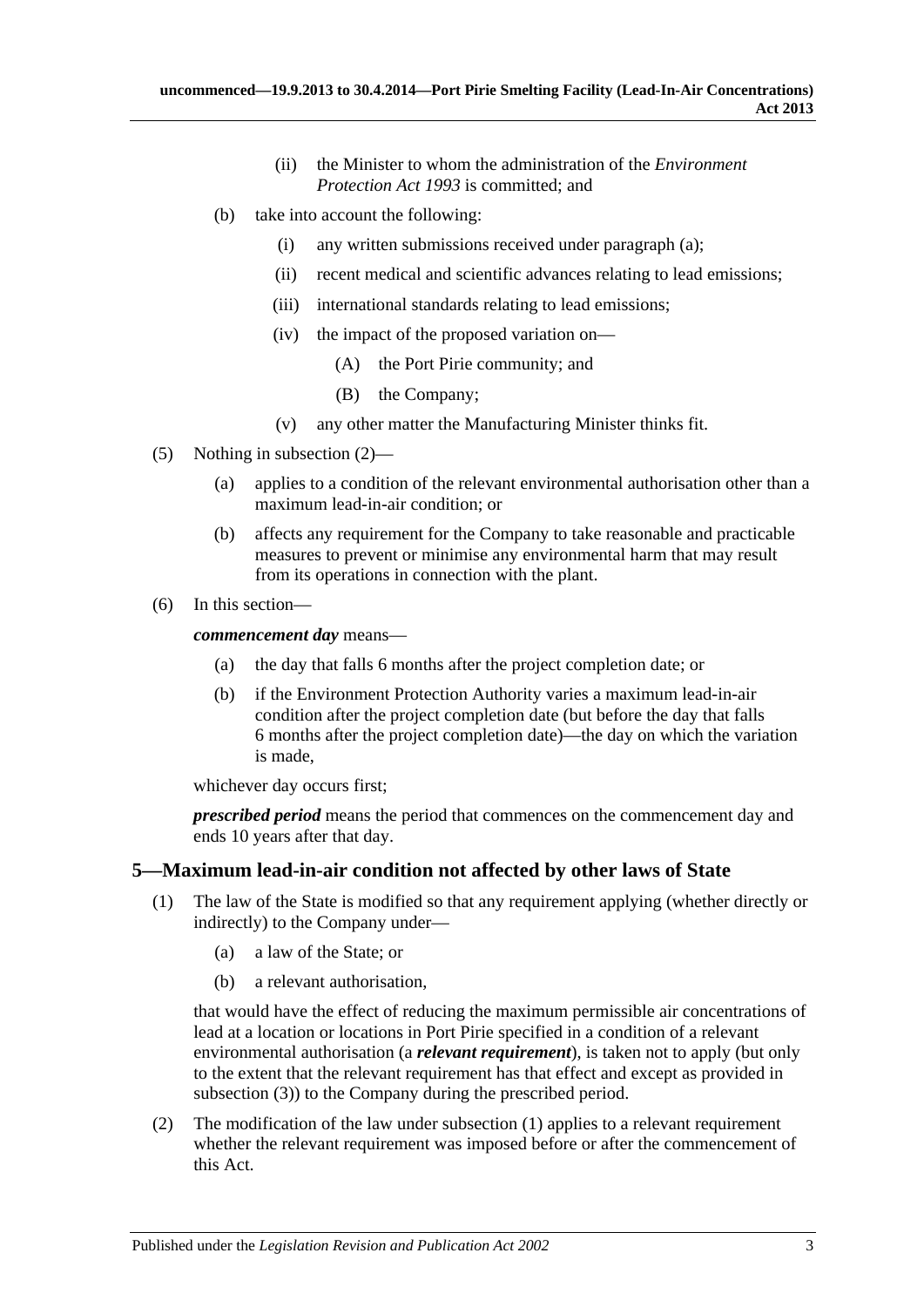(ii) the Minister to whom the administration of the *Environment Protection Act 1993* is committed; and

(b) take into account the following:

(i) any written submissions received under paragraph (a);

(ii) recent medical and scientific advances relating to lead emissions;

(iii) international standards relating to lead emissions;

(iv) the impact of the proposed variation on—

(A) the Port Pirie community; and

(B) the Company;

(v) any other matter the Manufacturing Minister thinks fit.

(5) Nothing in subsection (2)—

(a) applies to a condition of the relevant environmental authorisation other than a maximum lead-in-air condition; or

(b) affects any requirement for the Company to take reasonable and practicable measures to prevent or minimise any environmental harm that may result from its operations in connection with the plant.

(6) In this section—

***commencement day*** means—

(a) the day that falls 6 months after the project completion date; or

(b) if the Environment Protection Authority varies a maximum lead-in-air condition after the project completion date (but before the day that falls 6 months after the project completion date)—the day on which the variation is made,

whichever day occurs first;

***prescribed period*** means the period that commences on the commencement day and ends 10 years after that day.

## 5—Maximum lead-in-air condition not affected by other laws of State

(1) The law of the State is modified so that any requirement applying (whether directly or indirectly) to the Company under—

(a) a law of the State; or

(b) a relevant authorisation,

that would have the effect of reducing the maximum permissible air concentrations of lead at a location or locations in Port Pirie specified in a condition of a relevant environmental authorisation (a ***relevant requirement***), is taken not to apply (but only to the extent that the relevant requirement has that effect and except as provided in subsection (3)) to the Company during the prescribed period.

(2) The modification of the law under subsection (1) applies to a relevant requirement whether the relevant requirement was imposed before or after the commencement of this Act.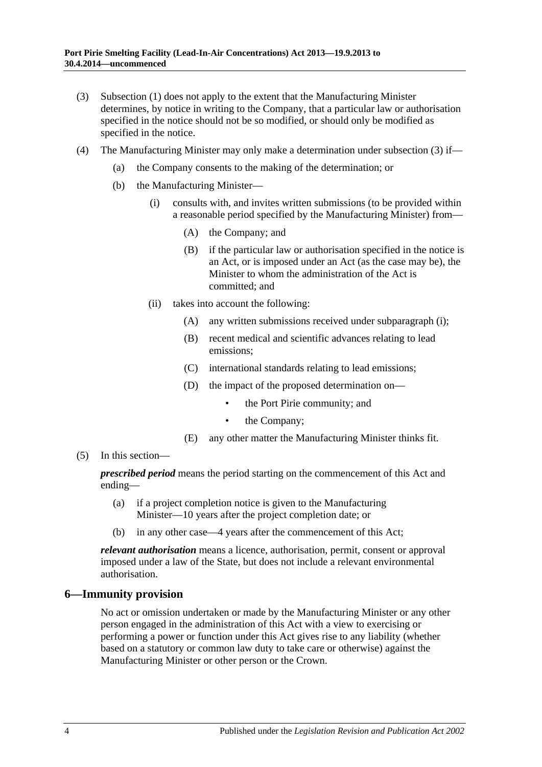(3) Subsection (1) does not apply to the extent that the Manufacturing Minister determines, by notice in writing to the Company, that a particular law or authorisation specified in the notice should not be so modified, or should only be modified as specified in the notice.

(4) The Manufacturing Minister may only make a determination under subsection (3) if—

(a) the Company consents to the making of the determination; or

(b) the Manufacturing Minister—

(i) consults with, and invites written submissions (to be provided within a reasonable period specified by the Manufacturing Minister) from—

(A) the Company; and

(B) if the particular law or authorisation specified in the notice is an Act, or is imposed under an Act (as the case may be), the Minister to whom the administration of the Act is committed; and

(ii) takes into account the following:

(A) any written submissions received under subparagraph (i);

(B) recent medical and scientific advances relating to lead emissions;

(C) international standards relating to lead emissions;

(D) the impact of the proposed determination on—

- the Port Pirie community; and
- the Company;

(E) any other matter the Manufacturing Minister thinks fit.

(5) In this section—

***prescribed period*** means the period starting on the commencement of this Act and ending—

(a) if a project completion notice is given to the Manufacturing Minister—10 years after the project completion date; or

(b) in any other case—4 years after the commencement of this Act;

***relevant authorisation*** means a licence, authorisation, permit, consent or approval imposed under a law of the State, but does not include a relevant environmental authorisation.

## 6—Immunity provision

No act or omission undertaken or made by the Manufacturing Minister or any other person engaged in the administration of this Act with a view to exercising or performing a power or function under this Act gives rise to any liability (whether based on a statutory or common law duty to take care or otherwise) against the Manufacturing Minister or other person or the Crown.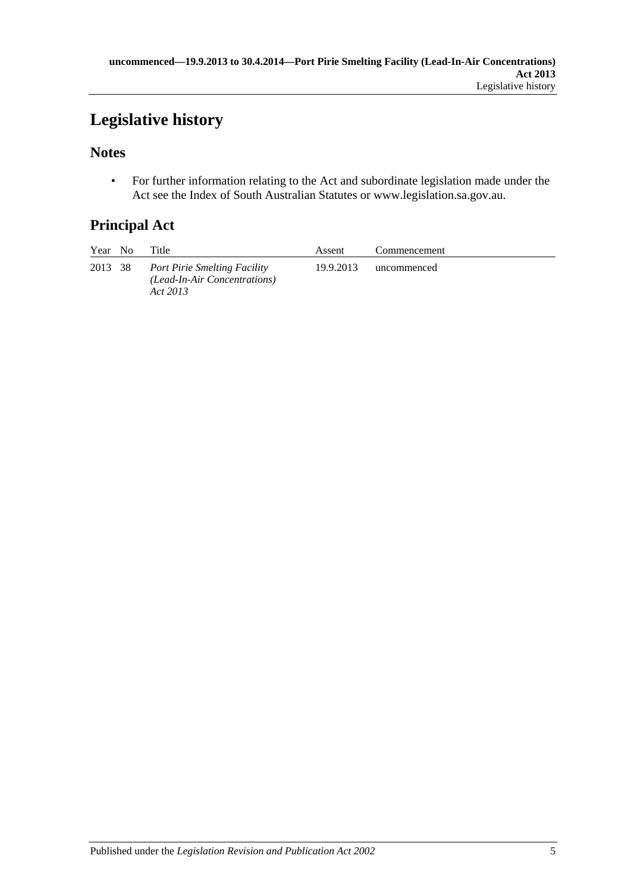# Legislative history

## Notes

- For further information relating to the Act and subordinate legislation made under the Act see the Index of South Australian Statutes or www.legislation.sa.gov.au.

## Principal Act

| Year | No | Title | Assent | Commencement |
|---|---|---|---|---|
| 2013 | 38 | *Port Pirie Smelting Facility (Lead-In-Air Concentrations) Act 2013* | 19.9.2013 | uncommenced |